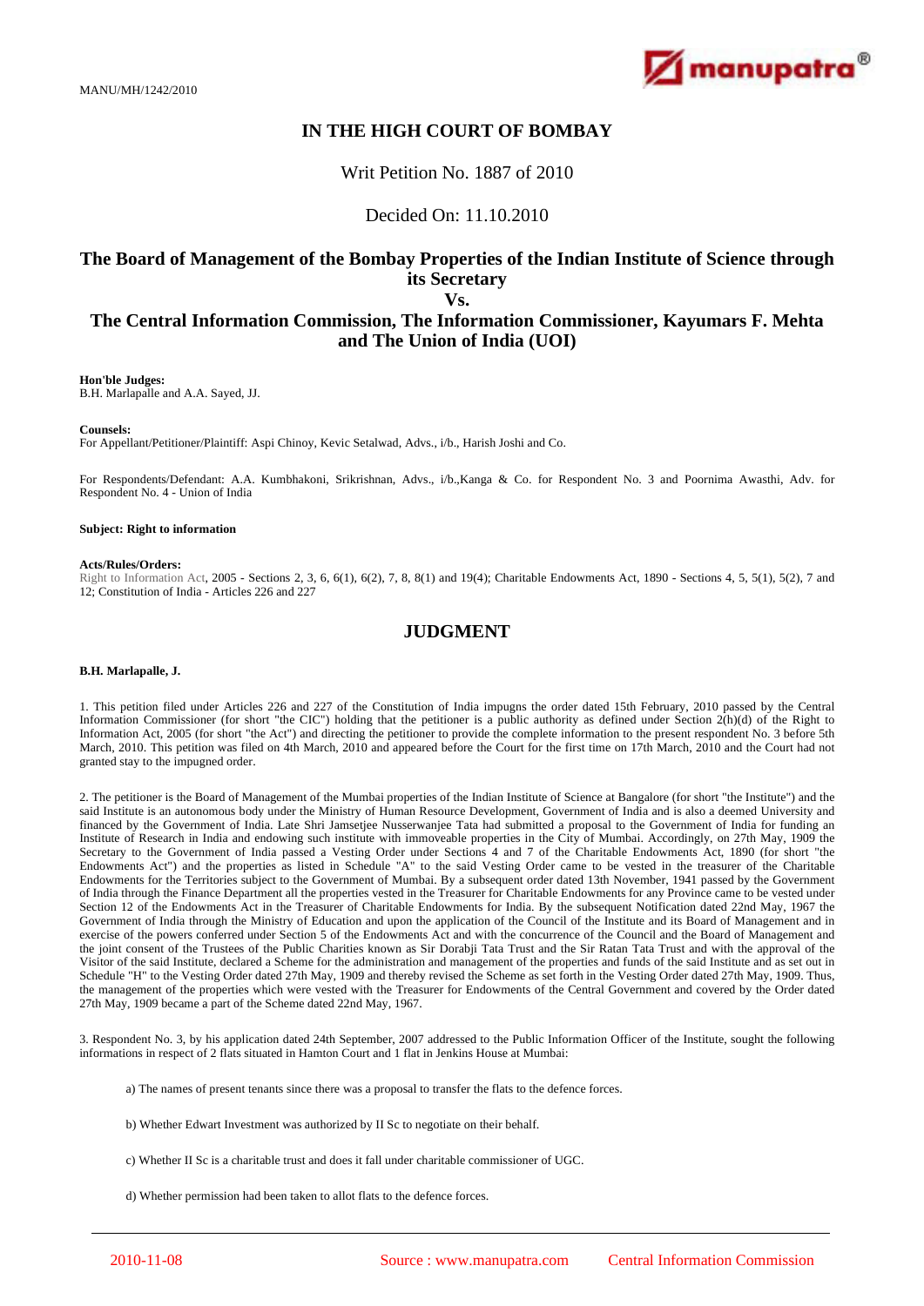MANU/MH/1242/2010

# IN THE HIGH COURT OF BOMBAY

Writ Petition No. 1887 of 2010

Decided On: 11.10.2010

## The Board of Management of the Bombay Properties of the Indian Institute of Science through its Secretary
## Vs.
## The Central Information Commission, The Information Commissioner, Kayumars F. Mehta and The Union of India (UOI)

**Hon'ble Judges:**
B.H. Marlapalle and A.A. Sayed, JJ.

**Counsels:**
For Appellant/Petitioner/Plaintiff: Aspi Chinoy, Kevic Setalwad, Advs., i/b., Harish Joshi and Co.

For Respondents/Defendant: A.A. Kumbhakoni, Srikrishnan, Advs., i/b.,Kanga & Co. for Respondent No. 3 and Poornima Awasthi, Adv. for Respondent No. 4 - Union of India

**Subject: Right to information**

**Acts/Rules/Orders:**
Right to Information Act, 2005 - Sections 2, 3, 6, 6(1), 6(2), 7, 8, 8(1) and 19(4); Charitable Endowments Act, 1890 - Sections 4, 5, 5(1), 5(2), 7 and 12; Constitution of India - Articles 226 and 227

## JUDGMENT

**B.H. Marlapalle, J.**

1. This petition filed under Articles 226 and 227 of the Constitution of India impugns the order dated 15th February, 2010 passed by the Central Information Commissioner (for short "the CIC") holding that the petitioner is a public authority as defined under Section 2(h)(d) of the Right to Information Act, 2005 (for short "the Act") and directing the petitioner to provide the complete information to the present respondent No. 3 before 5th March, 2010. This petition was filed on 4th March, 2010 and appeared before the Court for the first time on 17th March, 2010 and the Court had not granted stay to the impugned order.

2. The petitioner is the Board of Management of the Mumbai properties of the Indian Institute of Science at Bangalore (for short "the Institute") and the said Institute is an autonomous body under the Ministry of Human Resource Development, Government of India and is also a deemed University and financed by the Government of India. Late Shri Jamsetjee Nusserwanjee Tata had submitted a proposal to the Government of India for funding an Institute of Research in India and endowing such institute with immoveable properties in the City of Mumbai. Accordingly, on 27th May, 1909 the Secretary to the Government of India passed a Vesting Order under Sections 4 and 7 of the Charitable Endowments Act, 1890 (for short "the Endowments Act") and the properties as listed in Schedule "A" to the said Vesting Order came to be vested in the treasurer of the Charitable Endowments for the Territories subject to the Government of Mumbai. By a subsequent order dated 13th November, 1941 passed by the Government of India through the Finance Department all the properties vested in the Treasurer for Charitable Endowments for any Province came to be vested under Section 12 of the Endowments Act in the Treasurer of Charitable Endowments for India. By the subsequent Notification dated 22nd May, 1967 the Government of India through the Ministry of Education and upon the application of the Council of the Institute and its Board of Management and in exercise of the powers conferred under Section 5 of the Endowments Act and with the concurrence of the Council and the Board of Management and the joint consent of the Trustees of the Public Charities known as Sir Dorabji Tata Trust and the Sir Ratan Tata Trust and with the approval of the Visitor of the said Institute, declared a Scheme for the administration and management of the properties and funds of the said Institute and as set out in Schedule "H" to the Vesting Order dated 27th May, 1909 and thereby revised the Scheme as set forth in the Vesting Order dated 27th May, 1909. Thus, the management of the properties which were vested with the Treasurer for Endowments of the Central Government and covered by the Order dated 27th May, 1909 became a part of the Scheme dated 22nd May, 1967.

3. Respondent No. 3, by his application dated 24th September, 2007 addressed to the Public Information Officer of the Institute, sought the following informations in respect of 2 flats situated in Hamton Court and 1 flat in Jenkins House at Mumbai:

a) The names of present tenants since there was a proposal to transfer the flats to the defence forces.

b) Whether Edwart Investment was authorized by II Sc to negotiate on their behalf.

c) Whether II Sc is a charitable trust and does it fall under charitable commissioner of UGC.

d) Whether permission had been taken to allot flats to the defence forces.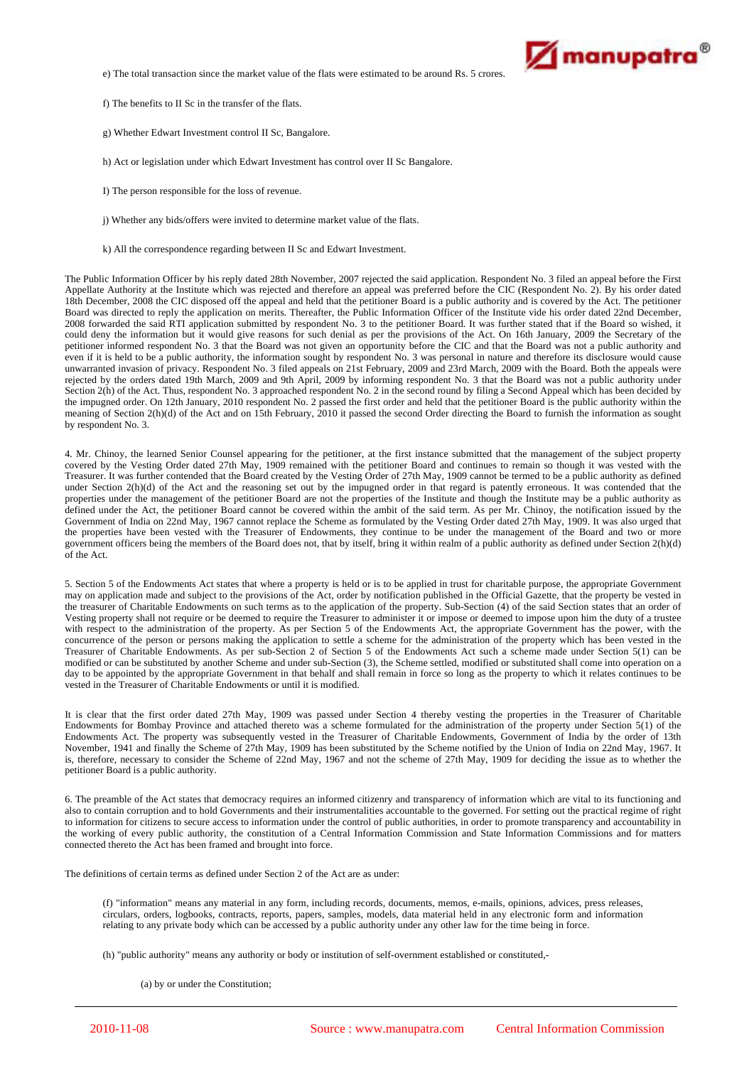e) The total transaction since the market value of the flats were estimated to be around Rs. 5 crores.

f) The benefits to II Sc in the transfer of the flats.

g) Whether Edwart Investment control II Sc, Bangalore.

h) Act or legislation under which Edwart Investment has control over II Sc Bangalore.

I) The person responsible for the loss of revenue.

j) Whether any bids/offers were invited to determine market value of the flats.

k) All the correspondence regarding between II Sc and Edwart Investment.

The Public Information Officer by his reply dated 28th November, 2007 rejected the said application. Respondent No. 3 filed an appeal before the First Appellate Authority at the Institute which was rejected and therefore an appeal was preferred before the CIC (Respondent No. 2). By his order dated 18th December, 2008 the CIC disposed off the appeal and held that the petitioner Board is a public authority and is covered by the Act. The petitioner Board was directed to reply the application on merits. Thereafter, the Public Information Officer of the Institute vide his order dated 22nd December, 2008 forwarded the said RTI application submitted by respondent No. 3 to the petitioner Board. It was further stated that if the Board so wished, it could deny the information but it would give reasons for such denial as per the provisions of the Act. On 16th January, 2009 the Secretary of the petitioner informed respondent No. 3 that the Board was not given an opportunity before the CIC and that the Board was not a public authority and even if it is held to be a public authority, the information sought by respondent No. 3 was personal in nature and therefore its disclosure would cause unwarranted invasion of privacy. Respondent No. 3 filed appeals on 21st February, 2009 and 23rd March, 2009 with the Board. Both the appeals were rejected by the orders dated 19th March, 2009 and 9th April, 2009 by informing respondent No. 3 that the Board was not a public authority under Section 2(h) of the Act. Thus, respondent No. 3 approached respondent No. 2 in the second round by filing a Second Appeal which has been decided by the impugned order. On 12th January, 2010 respondent No. 2 passed the first order and held that the petitioner Board is the public authority within the meaning of Section 2(h)(d) of the Act and on 15th February, 2010 it passed the second Order directing the Board to furnish the information as sought by respondent No. 3.

4. Mr. Chinoy, the learned Senior Counsel appearing for the petitioner, at the first instance submitted that the management of the subject property covered by the Vesting Order dated 27th May, 1909 remained with the petitioner Board and continues to remain so though it was vested with the Treasurer. It was further contended that the Board created by the Vesting Order of 27th May, 1909 cannot be termed to be a public authority as defined under Section 2(h)(d) of the Act and the reasoning set out by the impugned order in that regard is patently erroneous. It was contended that the properties under the management of the petitioner Board are not the properties of the Institute and though the Institute may be a public authority as defined under the Act, the petitioner Board cannot be covered within the ambit of the said term. As per Mr. Chinoy, the notification issued by the Government of India on 22nd May, 1967 cannot replace the Scheme as formulated by the Vesting Order dated 27th May, 1909. It was also urged that the properties have been vested with the Treasurer of Endowments, they continue to be under the management of the Board and two or more government officers being the members of the Board does not, that by itself, bring it within realm of a public authority as defined under Section 2(h)(d) of the Act.

5. Section 5 of the Endowments Act states that where a property is held or is to be applied in trust for charitable purpose, the appropriate Government may on application made and subject to the provisions of the Act, order by notification published in the Official Gazette, that the property be vested in the treasurer of Charitable Endowments on such terms as to the application of the property. Sub-Section (4) of the said Section states that an order of Vesting property shall not require or be deemed to require the Treasurer to administer it or impose or deemed to impose upon him the duty of a trustee with respect to the administration of the property. As per Section 5 of the Endowments Act, the appropriate Government has the power, with the concurrence of the person or persons making the application to settle a scheme for the administration of the property which has been vested in the Treasurer of Charitable Endowments. As per sub-Section 2 of Section 5 of the Endowments Act such a scheme made under Section 5(1) can be modified or can be substituted by another Scheme and under sub-Section (3), the Scheme settled, modified or substituted shall come into operation on a day to be appointed by the appropriate Government in that behalf and shall remain in force so long as the property to which it relates continues to be vested in the Treasurer of Charitable Endowments or until it is modified.

It is clear that the first order dated 27th May, 1909 was passed under Section 4 thereby vesting the properties in the Treasurer of Charitable Endowments for Bombay Province and attached thereto was a scheme formulated for the administration of the property under Section 5(1) of the Endowments Act. The property was subsequently vested in the Treasurer of Charitable Endowments, Government of India by the order of 13th November, 1941 and finally the Scheme of 27th May, 1909 has been substituted by the Scheme notified by the Union of India on 22nd May, 1967. It is, therefore, necessary to consider the Scheme of 22nd May, 1967 and not the scheme of 27th May, 1909 for deciding the issue as to whether the petitioner Board is a public authority.

6. The preamble of the Act states that democracy requires an informed citizenry and transparency of information which are vital to its functioning and also to contain corruption and to hold Governments and their instrumentalities accountable to the governed. For setting out the practical regime of right to information for citizens to secure access to information under the control of public authorities, in order to promote transparency and accountability in the working of every public authority, the constitution of a Central Information Commission and State Information Commissions and for matters connected thereto the Act has been framed and brought into force.

The definitions of certain terms as defined under Section 2 of the Act are as under:

> (f) "information" means any material in any form, including records, documents, memos, e-mails, opinions, advices, press releases, circulars, orders, logbooks, contracts, reports, papers, samples, models, data material held in any electronic form and information relating to any private body which can be accessed by a public authority under any other law for the time being in force.
>
> (h) "public authority" means any authority or body or institution of self-overnment established or constituted,-
>
> > (a) by or under the Constitution;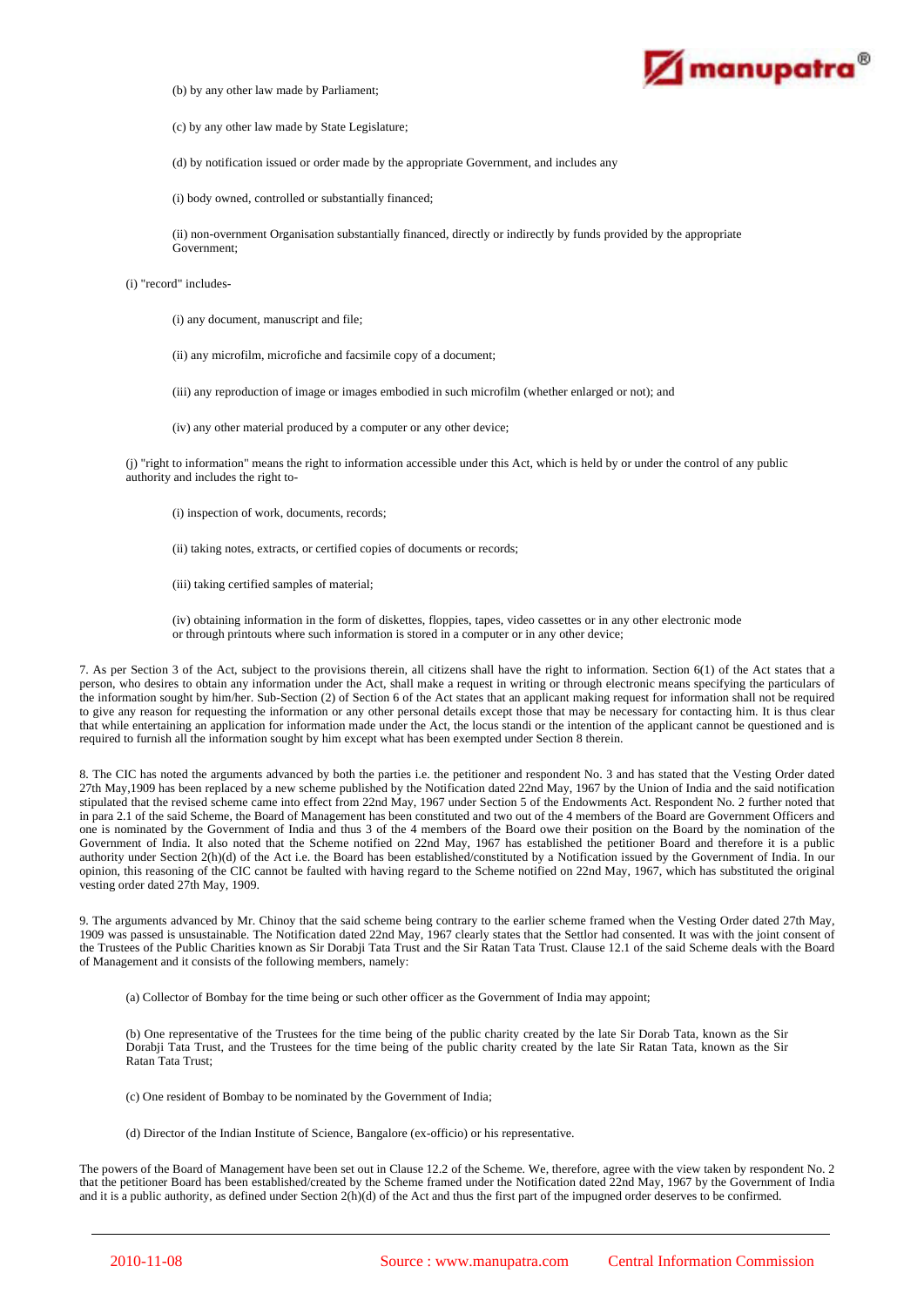(b) by any other law made by Parliament;

(c) by any other law made by State Legislature;

(d) by notification issued or order made by the appropriate Government, and includes any

(i) body owned, controlled or substantially financed;

(ii) non-overnment Organisation substantially financed, directly or indirectly by funds provided by the appropriate Government;

(i) "record" includes-

(i) any document, manuscript and file;

(ii) any microfilm, microfiche and facsimile copy of a document;

(iii) any reproduction of image or images embodied in such microfilm (whether enlarged or not); and

(iv) any other material produced by a computer or any other device;

(j) "right to information" means the right to information accessible under this Act, which is held by or under the control of any public authority and includes the right to-

(i) inspection of work, documents, records;

(ii) taking notes, extracts, or certified copies of documents or records;

(iii) taking certified samples of material;

(iv) obtaining information in the form of diskettes, floppies, tapes, video cassettes or in any other electronic mode or through printouts where such information is stored in a computer or in any other device;

7. As per Section 3 of the Act, subject to the provisions therein, all citizens shall have the right to information. Section 6(1) of the Act states that a person, who desires to obtain any information under the Act, shall make a request in writing or through electronic means specifying the particulars of the information sought by him/her. Sub-Section (2) of Section 6 of the Act states that an applicant making request for information shall not be required to give any reason for requesting the information or any other personal details except those that may be necessary for contacting him. It is thus clear that while entertaining an application for information made under the Act, the locus standi or the intention of the applicant cannot be questioned and is required to furnish all the information sought by him except what has been exempted under Section 8 therein.

8. The CIC has noted the arguments advanced by both the parties i.e. the petitioner and respondent No. 3 and has stated that the Vesting Order dated 27th May,1909 has been replaced by a new scheme published by the Notification dated 22nd May, 1967 by the Union of India and the said notification stipulated that the revised scheme came into effect from 22nd May, 1967 under Section 5 of the Endowments Act. Respondent No. 2 further noted that in para 2.1 of the said Scheme, the Board of Management has been constituted and two out of the 4 members of the Board are Government Officers and one is nominated by the Government of India and thus 3 of the 4 members of the Board owe their position on the Board by the nomination of the Government of India. It also noted that the Scheme notified on 22nd May, 1967 has established the petitioner Board and therefore it is a public authority under Section 2(h)(d) of the Act i.e. the Board has been established/constituted by a Notification issued by the Government of India. In our opinion, this reasoning of the CIC cannot be faulted with having regard to the Scheme notified on 22nd May, 1967, which has substituted the original vesting order dated 27th May, 1909.

9. The arguments advanced by Mr. Chinoy that the said scheme being contrary to the earlier scheme framed when the Vesting Order dated 27th May, 1909 was passed is unsustainable. The Notification dated 22nd May, 1967 clearly states that the Settlor had consented. It was with the joint consent of the Trustees of the Public Charities known as Sir Dorabji Tata Trust and the Sir Ratan Tata Trust. Clause 12.1 of the said Scheme deals with the Board of Management and it consists of the following members, namely:

(a) Collector of Bombay for the time being or such other officer as the Government of India may appoint;

(b) One representative of the Trustees for the time being of the public charity created by the late Sir Dorab Tata, known as the Sir Dorabji Tata Trust, and the Trustees for the time being of the public charity created by the late Sir Ratan Tata, known as the Sir Ratan Tata Trust;

(c) One resident of Bombay to be nominated by the Government of India;

(d) Director of the Indian Institute of Science, Bangalore (ex-officio) or his representative.

The powers of the Board of Management have been set out in Clause 12.2 of the Scheme. We, therefore, agree with the view taken by respondent No. 2 that the petitioner Board has been established/created by the Scheme framed under the Notification dated 22nd May, 1967 by the Government of India and it is a public authority, as defined under Section 2(h)(d) of the Act and thus the first part of the impugned order deserves to be confirmed.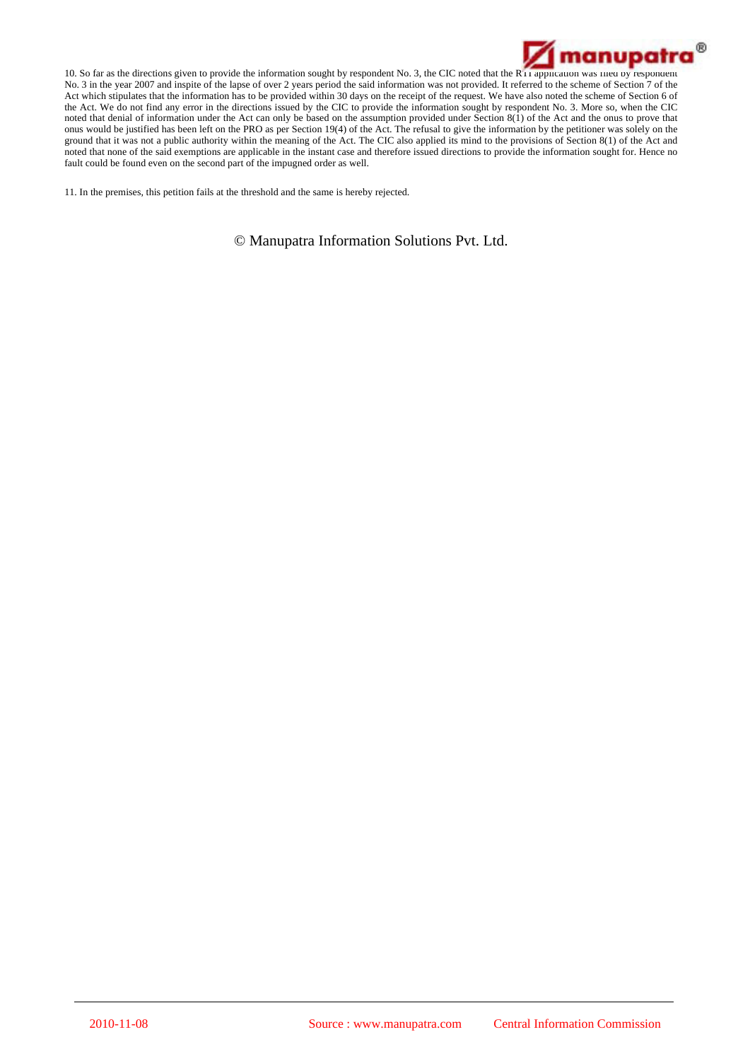10. So far as the directions given to provide the information sought by respondent No. 3, the CIC noted that the RTI application was filed by respondent No. 3 in the year 2007 and inspite of the lapse of over 2 years period the said information was not provided. It referred to the scheme of Section 7 of the Act which stipulates that the information has to be provided within 30 days on the receipt of the request. We have also noted the scheme of Section 6 of the Act. We do not find any error in the directions issued by the CIC to provide the information sought by respondent No. 3. More so, when the CIC noted that denial of information under the Act can only be based on the assumption provided under Section 8(1) of the Act and the onus to prove that onus would be justified has been left on the PRO as per Section 19(4) of the Act. The refusal to give the information by the petitioner was solely on the ground that it was not a public authority within the meaning of the Act. The CIC also applied its mind to the provisions of Section 8(1) of the Act and noted that none of the said exemptions are applicable in the instant case and therefore issued directions to provide the information sought for. Hence no fault could be found even on the second part of the impugned order as well.

11. In the premises, this petition fails at the threshold and the same is hereby rejected.

© Manupatra Information Solutions Pvt. Ltd.